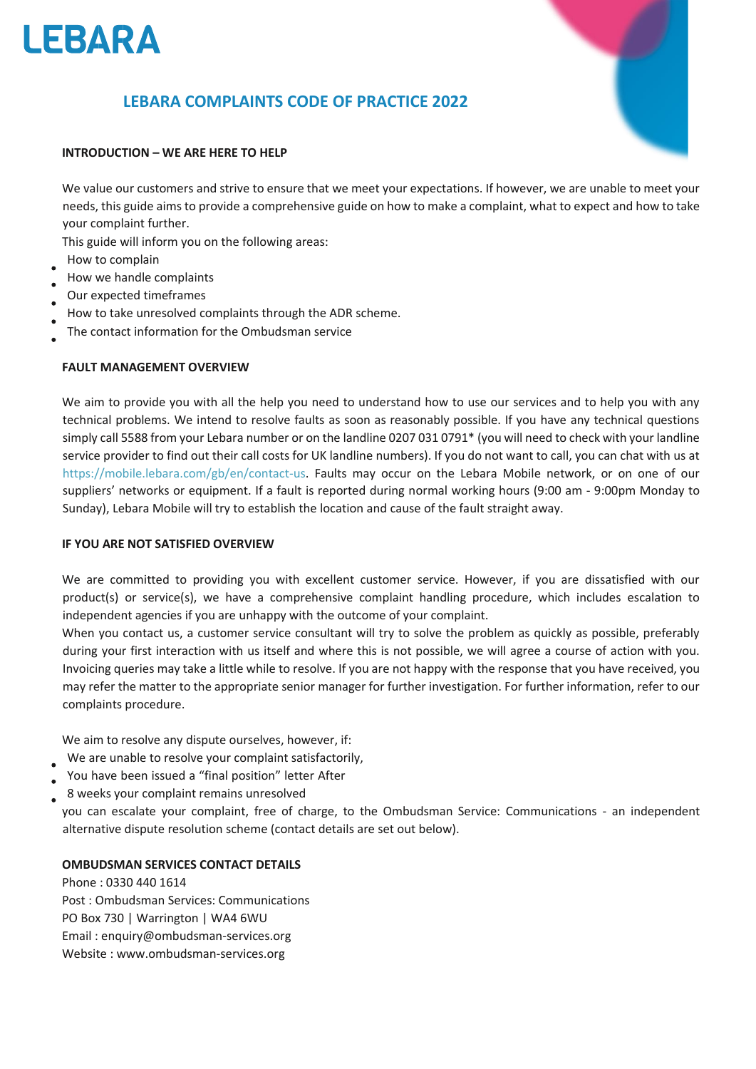# LEBARA

## LEBARA COMPLAINTS CODE OF PRACTICE 2022

### INTRODUCTION – WE ARE HERE TO HELP

We value our customers and strive to ensure that we meet your expectations. If however, we are unable to meet your needs, this guide aims to provide a comprehensive guide on how to make a complaint, what to expect and how to take your complaint further.

This guide will inform you on the following areas:

- How to complain
- How we handle complaints
- Our expected timeframes
- How to take unresolved complaints through the ADR scheme.
- The contact information for the Ombudsman service

### FAULT MANAGEMENT OVERVIEW

We aim to provide you with all the help you need to understand how to use our services and to help you with any technical problems. We intend to resolve faults as soon as reasonably possible. If you have any technical questions simply call 5588 from your Lebara number or on the landline 0207 031 0791* (you will need to check with your landline service provider to find out their call costs for UK landline numbers). If you do not want to call, you can chat with us at https://mobile.lebara.com/gb/en/contact-us. Faults may occur on the Lebara Mobile network, or on one of our suppliers' networks or equipment. If a fault is reported during normal working hours (9:00 am - 9:00pm Monday to Sunday), Lebara Mobile will try to establish the location and cause of the fault straight away.

### IF YOU ARE NOT SATISFIED OVERVIEW

We are committed to providing you with excellent customer service. However, if you are dissatisfied with our product(s) or service(s), we have a comprehensive complaint handling procedure, which includes escalation to independent agencies if you are unhappy with the outcome of your complaint.

When you contact us, a customer service consultant will try to solve the problem as quickly as possible, preferably during your first interaction with us itself and where this is not possible, we will agree a course of action with you. Invoicing queries may take a little while to resolve. If you are not happy with the response that you have received, you may refer the matter to the appropriate senior manager for further investigation. For further information, refer to our complaints procedure.

We aim to resolve any dispute ourselves, however, if:

- We are unable to resolve your complaint satisfactorily,
- You have been issued a "final position" letter After
- 8 weeks your complaint remains unresolved

you can escalate your complaint, free of charge, to the Ombudsman Service: Communications - an independent alternative dispute resolution scheme (contact details are set out below).

### OMBUDSMAN SERVICES CONTACT DETAILS

Phone : 0330 440 1614
Post : Ombudsman Services: Communications
PO Box 730 | Warrington | WA4 6WU
Email : enquiry@ombudsman-services.org
Website : www.ombudsman-services.org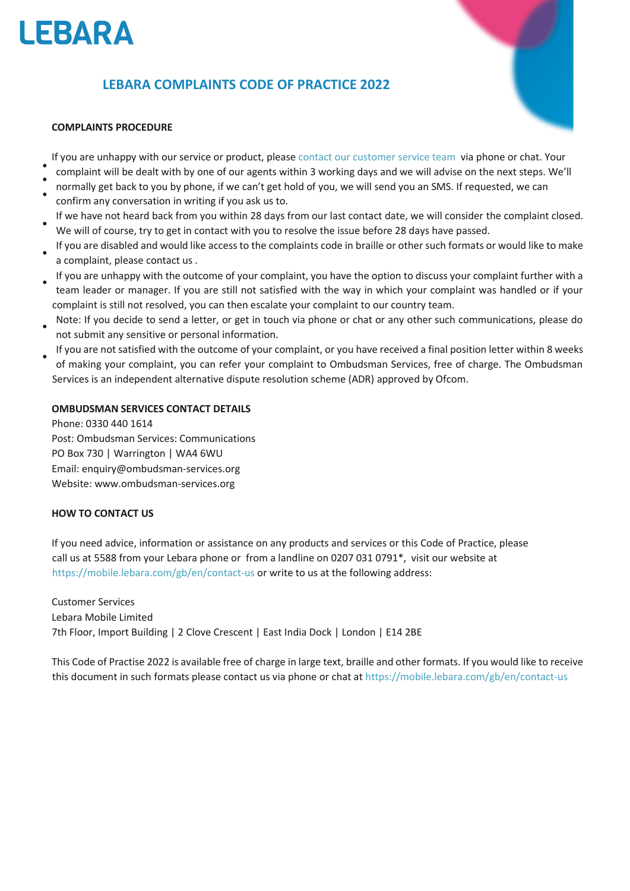# LEBARA

## LEBARA COMPLAINTS CODE OF PRACTICE 2022

**COMPLAINTS PROCEDURE**

- If you are unhappy with our service or product, please contact our customer service team via phone or chat. Your complaint will be dealt with by one of our agents within 3 working days and we will advise on the next steps. We'll normally get back to you by phone, if we can't get hold of you, we will send you an SMS. If requested, we can confirm any conversation in writing if you ask us to.
- If we have not heard back from you within 28 days from our last contact date, we will consider the complaint closed. We will of course, try to get in contact with you to resolve the issue before 28 days have passed.
- If you are disabled and would like access to the complaints code in braille or other such formats or would like to make a complaint, please contact us .
- If you are unhappy with the outcome of your complaint, you have the option to discuss your complaint further with a team leader or manager. If you are still not satisfied with the way in which your complaint was handled or if your complaint is still not resolved, you can then escalate your complaint to our country team.
- Note: If you decide to send a letter, or get in touch via phone or chat or any other such communications, please do not submit any sensitive or personal information.
- If you are not satisfied with the outcome of your complaint, or you have received a final position letter within 8 weeks of making your complaint, you can refer your complaint to Ombudsman Services, free of charge. The Ombudsman Services is an independent alternative dispute resolution scheme (ADR) approved by Ofcom.

**OMBUDSMAN SERVICES CONTACT DETAILS**

Phone: 0330 440 1614
Post: Ombudsman Services: Communications
PO Box 730 | Warrington | WA4 6WU
Email: enquiry@ombudsman-services.org
Website: www.ombudsman-services.org

**HOW TO CONTACT US**

If you need advice, information or assistance on any products and services or this Code of Practice, please call us at 5588 from your Lebara phone or from a landline on 0207 031 0791*, visit our website at https://mobile.lebara.com/gb/en/contact-us or write to us at the following address:

Customer Services
Lebara Mobile Limited
7th Floor, Import Building | 2 Clove Crescent | East India Dock | London | E14 2BE

This Code of Practise 2022 is available free of charge in large text, braille and other formats. If you would like to receive this document in such formats please contact us via phone or chat at https://mobile.lebara.com/gb/en/contact-us